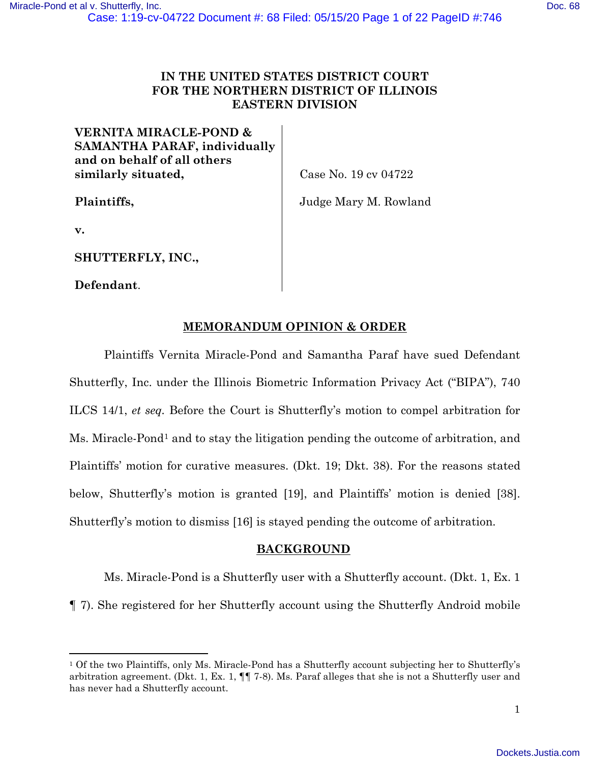**IN THE UNITED STATES DISTRICT COURT**
**FOR THE NORTHERN DISTRICT OF ILLINOIS**
**EASTERN DIVISION**

| | |
|---|---|
| **VERNITA MIRACLE-POND & SAMANTHA PARAF, individually and on behalf of all others similarly situated,** | Case No. 19 cv 04722 |
| **Plaintiffs,** | Judge Mary M. Rowland |
| **v.** | |
| **SHUTTERFLY, INC.,** | |
| **Defendant**. | |

## MEMORANDUM OPINION & ORDER

Plaintiffs Vernita Miracle-Pond and Samantha Paraf have sued Defendant Shutterfly, Inc. under the Illinois Biometric Information Privacy Act ("BIPA"), 740 ILCS 14/1, *et seq*. Before the Court is Shutterfly's motion to compel arbitration for Ms. Miracle-Pond[1] and to stay the litigation pending the outcome of arbitration, and Plaintiffs' motion for curative measures. (Dkt. 19; Dkt. 38). For the reasons stated below, Shutterfly's motion is granted [19], and Plaintiffs' motion is denied [38]. Shutterfly's motion to dismiss [16] is stayed pending the outcome of arbitration.

## BACKGROUND

Ms. Miracle-Pond is a Shutterfly user with a Shutterfly account. (Dkt. 1, Ex. 1 ¶ 7). She registered for her Shutterfly account using the Shutterfly Android mobile

[1] Of the two Plaintiffs, only Ms. Miracle-Pond has a Shutterfly account subjecting her to Shutterfly's arbitration agreement. (Dkt. 1, Ex. 1, ¶¶ 7-8). Ms. Paraf alleges that she is not a Shutterfly user and has never had a Shutterfly account.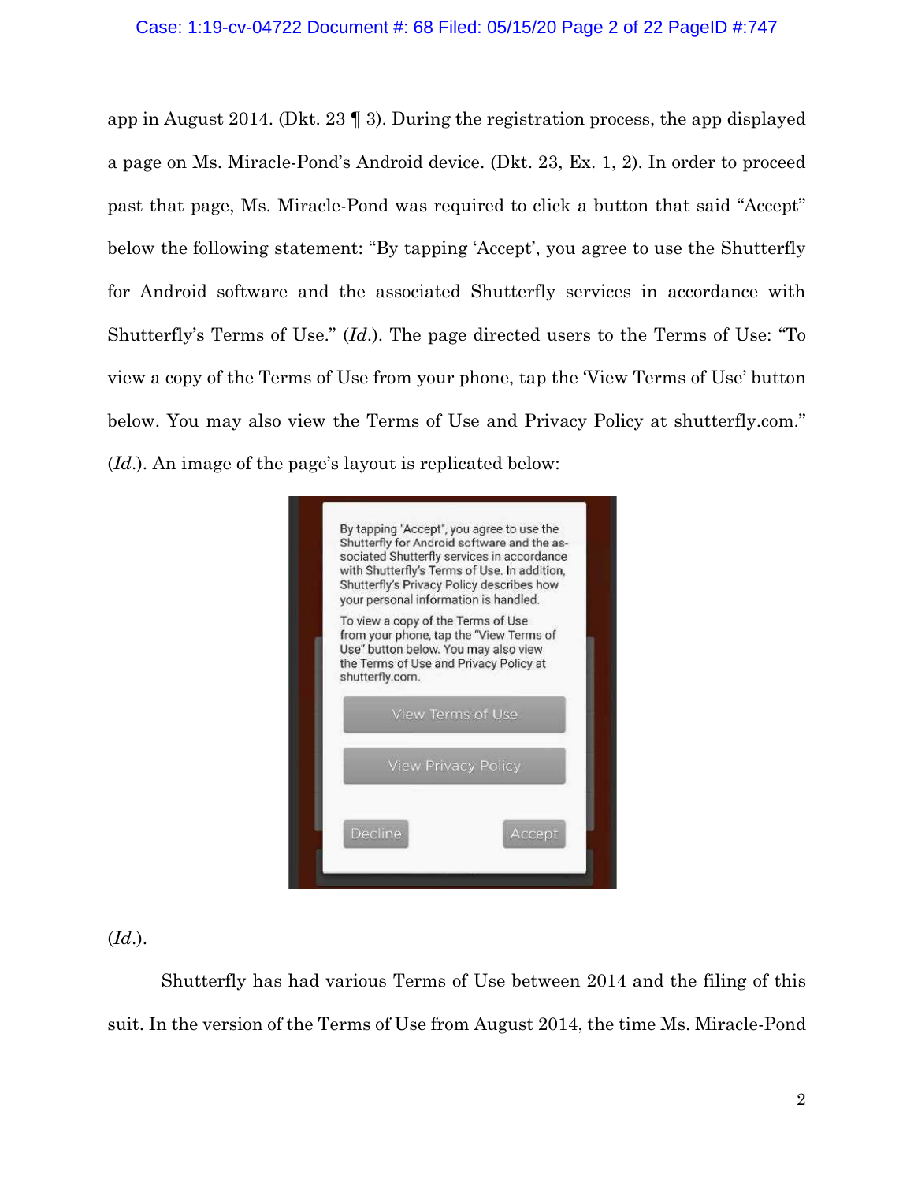app in August 2014. (Dkt. 23 ¶ 3). During the registration process, the app displayed a page on Ms. Miracle-Pond's Android device. (Dkt. 23, Ex. 1, 2). In order to proceed past that page, Ms. Miracle-Pond was required to click a button that said "Accept" below the following statement: "By tapping 'Accept', you agree to use the Shutterfly for Android software and the associated Shutterfly services in accordance with Shutterfly's Terms of Use." (*Id.*). The page directed users to the Terms of Use: "To view a copy of the Terms of Use from your phone, tap the 'View Terms of Use' button below. You may also view the Terms of Use and Privacy Policy at shutterfly.com." (*Id.*). An image of the page's layout is replicated below:

By tapping "Accept", you agree to use the Shutterfly for Android software and the associated Shutterfly services in accordance with Shutterfly's Terms of Use. In addition, Shutterfly's Privacy Policy describes how your personal information is handled.

To view a copy of the Terms of Use from your phone, tap the "View Terms of Use" button below. You may also view the Terms of Use and Privacy Policy at shutterfly.com.

View Terms of Use

View Privacy Policy

Decline Accept

(*Id.*).

Shutterfly has had various Terms of Use between 2014 and the filing of this suit. In the version of the Terms of Use from August 2014, the time Ms. Miracle-Pond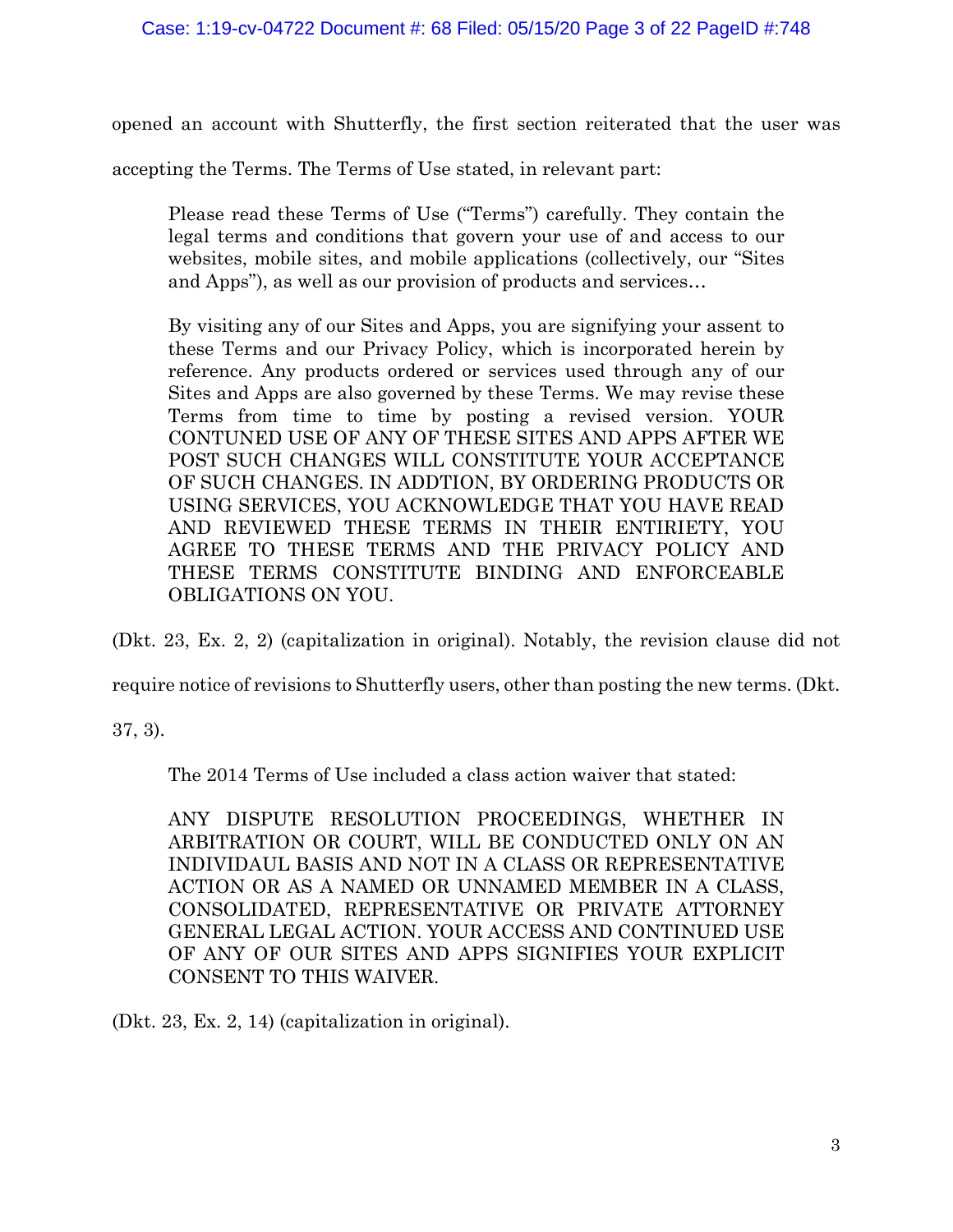opened an account with Shutterfly, the first section reiterated that the user was accepting the Terms. The Terms of Use stated, in relevant part:

> Please read these Terms of Use ("Terms") carefully. They contain the legal terms and conditions that govern your use of and access to our websites, mobile sites, and mobile applications (collectively, our "Sites and Apps"), as well as our provision of products and services…
>
> By visiting any of our Sites and Apps, you are signifying your assent to these Terms and our Privacy Policy, which is incorporated herein by reference. Any products ordered or services used through any of our Sites and Apps are also governed by these Terms. We may revise these Terms from time to time by posting a revised version. YOUR CONTUNED USE OF ANY OF THESE SITES AND APPS AFTER WE POST SUCH CHANGES WILL CONSTITUTE YOUR ACCEPTANCE OF SUCH CHANGES. IN ADDTION, BY ORDERING PRODUCTS OR USING SERVICES, YOU ACKNOWLEDGE THAT YOU HAVE READ AND REVIEWED THESE TERMS IN THEIR ENTIRIETY, YOU AGREE TO THESE TERMS AND THE PRIVACY POLICY AND THESE TERMS CONSTITUTE BINDING AND ENFORCEABLE OBLIGATIONS ON YOU.

(Dkt. 23, Ex. 2, 2) (capitalization in original). Notably, the revision clause did not require notice of revisions to Shutterfly users, other than posting the new terms. (Dkt. 37, 3).

The 2014 Terms of Use included a class action waiver that stated:

> ANY DISPUTE RESOLUTION PROCEEDINGS, WHETHER IN ARBITRATION OR COURT, WILL BE CONDUCTED ONLY ON AN INDIVIDAUL BASIS AND NOT IN A CLASS OR REPRESENTATIVE ACTION OR AS A NAMED OR UNNAMED MEMBER IN A CLASS, CONSOLIDATED, REPRESENTATIVE OR PRIVATE ATTORNEY GENERAL LEGAL ACTION. YOUR ACCESS AND CONTINUED USE OF ANY OF OUR SITES AND APPS SIGNIFIES YOUR EXPLICIT CONSENT TO THIS WAIVER.

(Dkt. 23, Ex. 2, 14) (capitalization in original).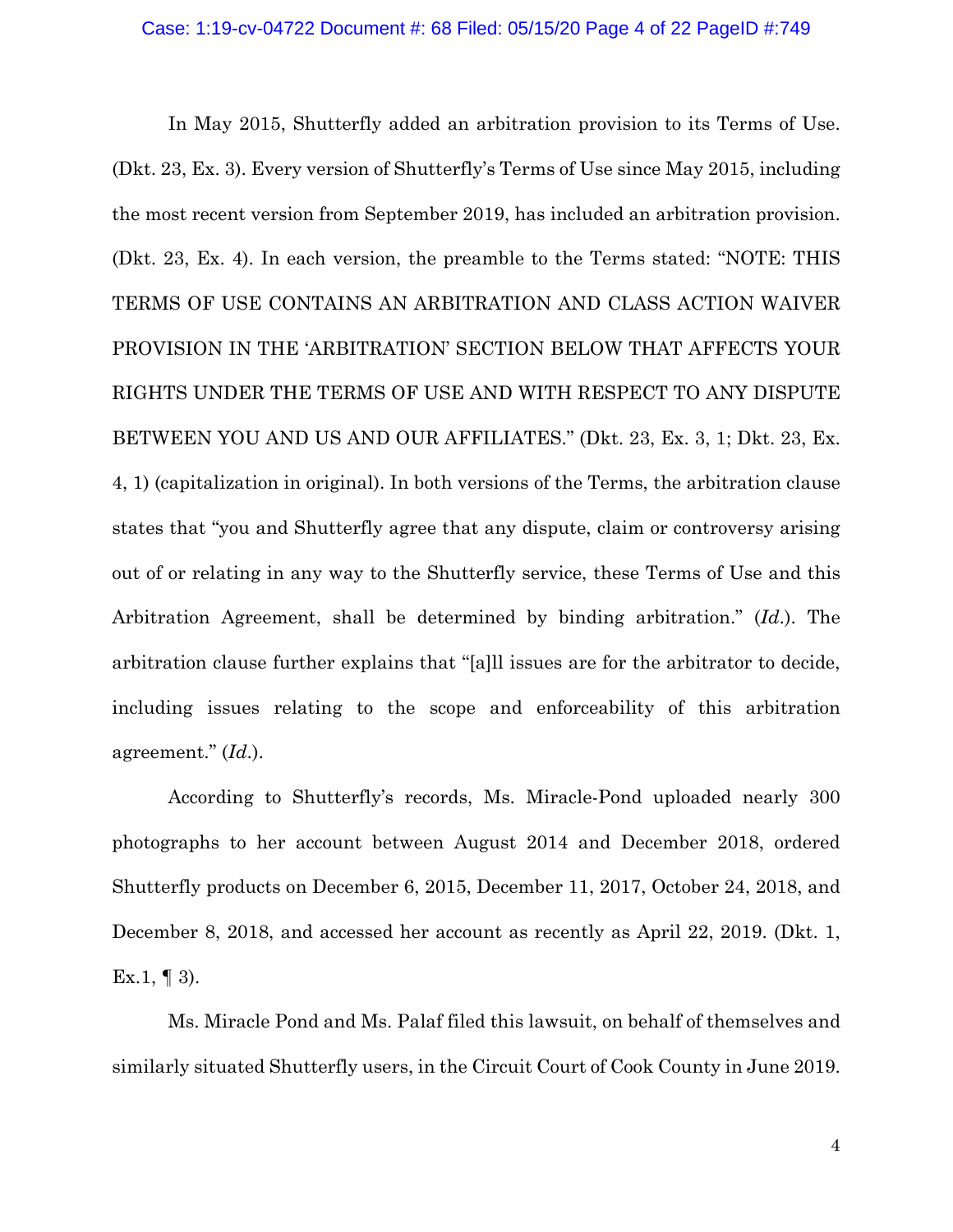In May 2015, Shutterfly added an arbitration provision to its Terms of Use. (Dkt. 23, Ex. 3). Every version of Shutterfly's Terms of Use since May 2015, including the most recent version from September 2019, has included an arbitration provision. (Dkt. 23, Ex. 4). In each version, the preamble to the Terms stated: "NOTE: THIS TERMS OF USE CONTAINS AN ARBITRATION AND CLASS ACTION WAIVER PROVISION IN THE 'ARBITRATION' SECTION BELOW THAT AFFECTS YOUR RIGHTS UNDER THE TERMS OF USE AND WITH RESPECT TO ANY DISPUTE BETWEEN YOU AND US AND OUR AFFILIATES." (Dkt. 23, Ex. 3, 1; Dkt. 23, Ex. 4, 1) (capitalization in original). In both versions of the Terms, the arbitration clause states that "you and Shutterfly agree that any dispute, claim or controversy arising out of or relating in any way to the Shutterfly service, these Terms of Use and this Arbitration Agreement, shall be determined by binding arbitration." (*Id.*). The arbitration clause further explains that "[a]ll issues are for the arbitrator to decide, including issues relating to the scope and enforceability of this arbitration agreement." (*Id.*).

According to Shutterfly's records, Ms. Miracle-Pond uploaded nearly 300 photographs to her account between August 2014 and December 2018, ordered Shutterfly products on December 6, 2015, December 11, 2017, October 24, 2018, and December 8, 2018, and accessed her account as recently as April 22, 2019. (Dkt. 1, Ex.1, ¶ 3).

Ms. Miracle Pond and Ms. Palaf filed this lawsuit, on behalf of themselves and similarly situated Shutterfly users, in the Circuit Court of Cook County in June 2019.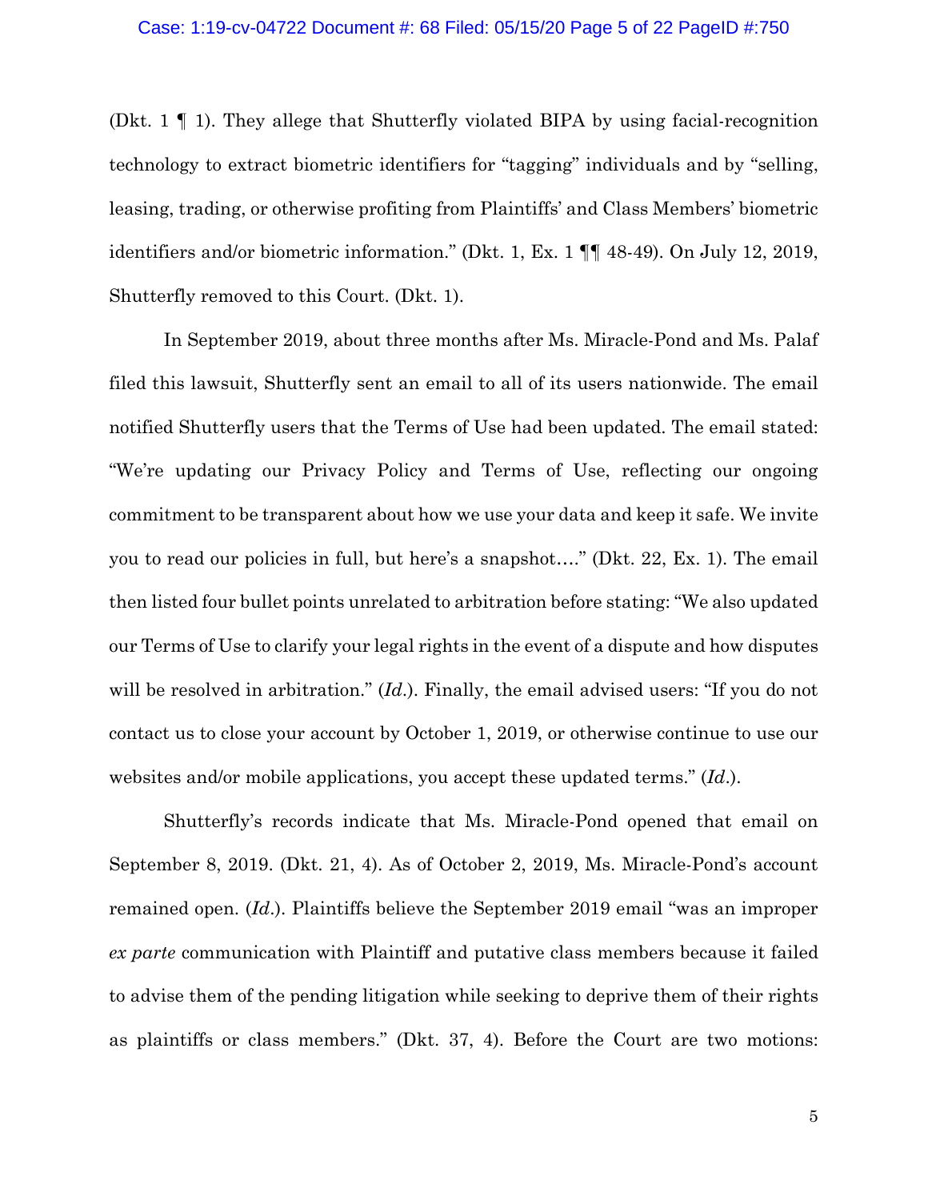(Dkt. 1 ¶ 1). They allege that Shutterfly violated BIPA by using facial-recognition technology to extract biometric identifiers for "tagging" individuals and by "selling, leasing, trading, or otherwise profiting from Plaintiffs' and Class Members' biometric identifiers and/or biometric information." (Dkt. 1, Ex. 1 ¶¶ 48-49). On July 12, 2019, Shutterfly removed to this Court. (Dkt. 1).

In September 2019, about three months after Ms. Miracle-Pond and Ms. Palaf filed this lawsuit, Shutterfly sent an email to all of its users nationwide. The email notified Shutterfly users that the Terms of Use had been updated. The email stated: "We're updating our Privacy Policy and Terms of Use, reflecting our ongoing commitment to be transparent about how we use your data and keep it safe. We invite you to read our policies in full, but here's a snapshot…." (Dkt. 22, Ex. 1). The email then listed four bullet points unrelated to arbitration before stating: "We also updated our Terms of Use to clarify your legal rights in the event of a dispute and how disputes will be resolved in arbitration." (*Id.*). Finally, the email advised users: "If you do not contact us to close your account by October 1, 2019, or otherwise continue to use our websites and/or mobile applications, you accept these updated terms." (*Id.*).

Shutterfly's records indicate that Ms. Miracle-Pond opened that email on September 8, 2019. (Dkt. 21, 4). As of October 2, 2019, Ms. Miracle-Pond's account remained open. (*Id.*). Plaintiffs believe the September 2019 email "was an improper *ex parte* communication with Plaintiff and putative class members because it failed to advise them of the pending litigation while seeking to deprive them of their rights as plaintiffs or class members." (Dkt. 37, 4). Before the Court are two motions: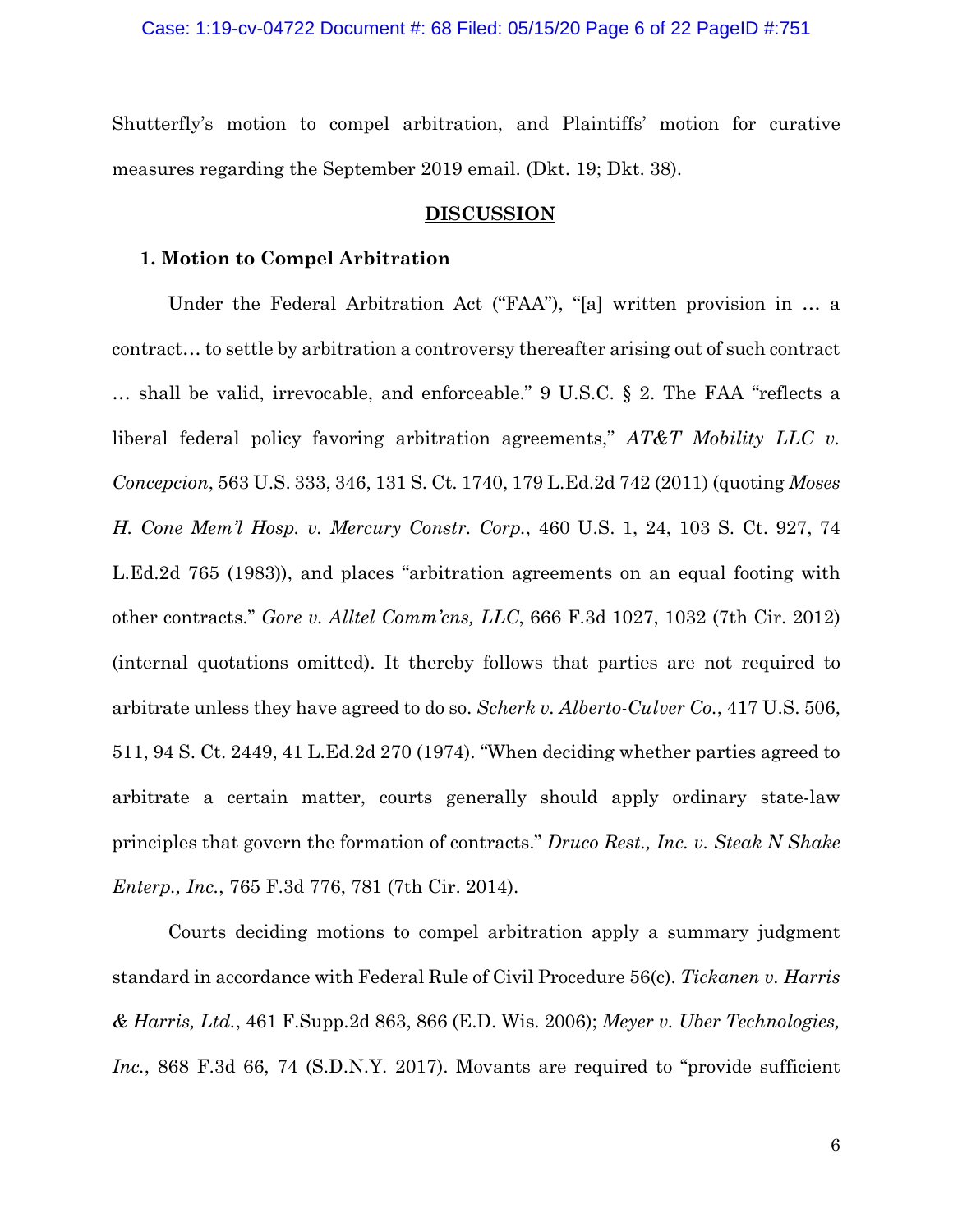Shutterfly's motion to compel arbitration, and Plaintiffs' motion for curative measures regarding the September 2019 email. (Dkt. 19; Dkt. 38).

## DISCUSSION

### 1. Motion to Compel Arbitration

Under the Federal Arbitration Act ("FAA"), "[a] written provision in … a contract… to settle by arbitration a controversy thereafter arising out of such contract … shall be valid, irrevocable, and enforceable." 9 U.S.C. § 2. The FAA "reflects a liberal federal policy favoring arbitration agreements," *AT&T Mobility LLC v. Concepcion*, 563 U.S. 333, 346, 131 S. Ct. 1740, 179 L.Ed.2d 742 (2011) (quoting *Moses H. Cone Mem'l Hosp. v. Mercury Constr. Corp.*, 460 U.S. 1, 24, 103 S. Ct. 927, 74 L.Ed.2d 765 (1983)), and places "arbitration agreements on an equal footing with other contracts." *Gore v. Alltel Comm'cns, LLC*, 666 F.3d 1027, 1032 (7th Cir. 2012) (internal quotations omitted). It thereby follows that parties are not required to arbitrate unless they have agreed to do so. *Scherk v. Alberto-Culver Co.*, 417 U.S. 506, 511, 94 S. Ct. 2449, 41 L.Ed.2d 270 (1974). "When deciding whether parties agreed to arbitrate a certain matter, courts generally should apply ordinary state-law principles that govern the formation of contracts." *Druco Rest., Inc. v. Steak N Shake Enterp., Inc.*, 765 F.3d 776, 781 (7th Cir. 2014).

Courts deciding motions to compel arbitration apply a summary judgment standard in accordance with Federal Rule of Civil Procedure 56(c). *Tickanen v. Harris & Harris, Ltd.*, 461 F.Supp.2d 863, 866 (E.D. Wis. 2006); *Meyer v. Uber Technologies, Inc.*, 868 F.3d 66, 74 (S.D.N.Y. 2017). Movants are required to "provide sufficient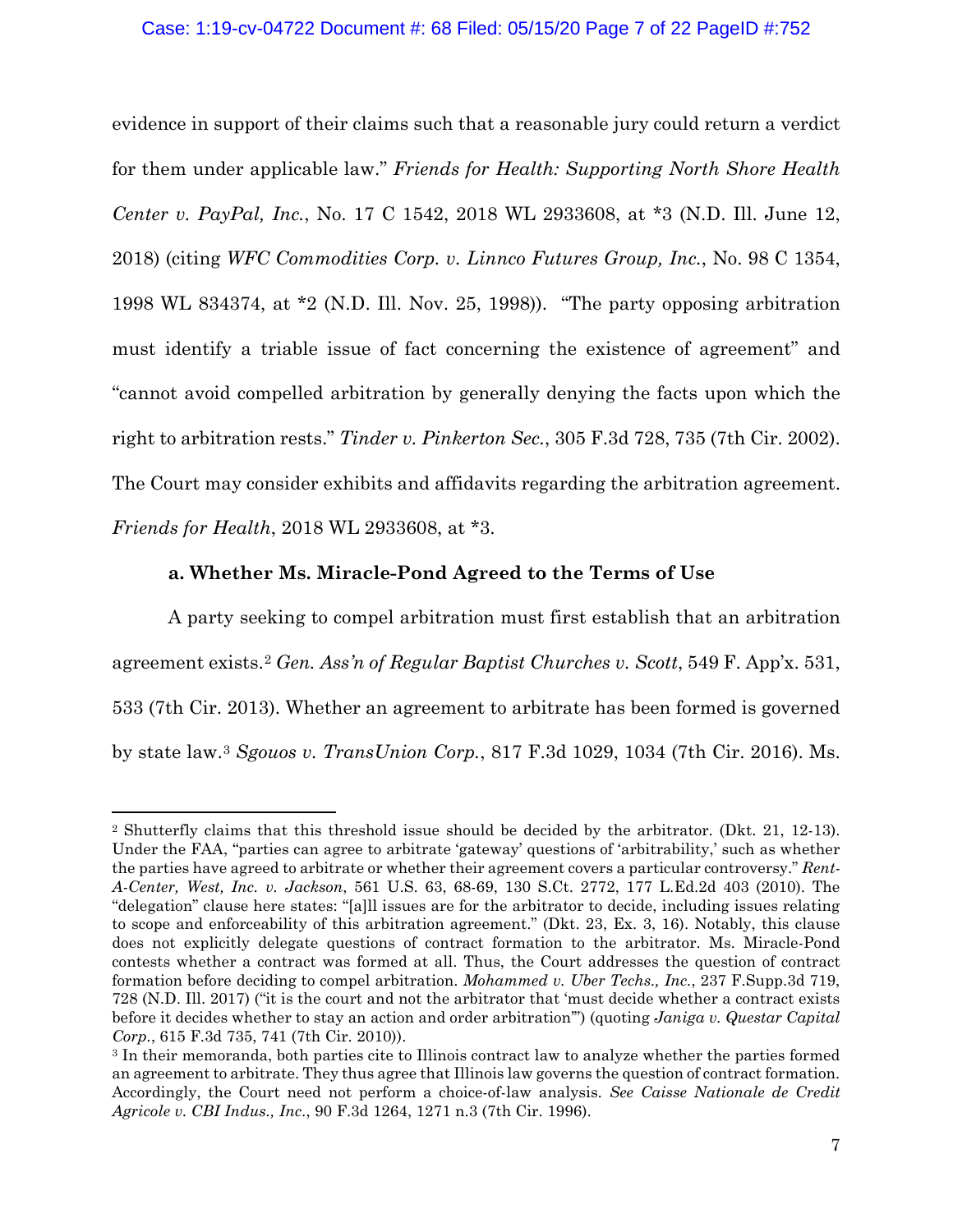evidence in support of their claims such that a reasonable jury could return a verdict for them under applicable law." *Friends for Health: Supporting North Shore Health Center v. PayPal, Inc.*, No. 17 C 1542, 2018 WL 2933608, at *3 (N.D. Ill. June 12, 2018) (citing *WFC Commodities Corp. v. Linnco Futures Group, Inc.*, No. 98 C 1354, 1998 WL 834374, at *2 (N.D. Ill. Nov. 25, 1998)). "The party opposing arbitration must identify a triable issue of fact concerning the existence of agreement" and "cannot avoid compelled arbitration by generally denying the facts upon which the right to arbitration rests." *Tinder v. Pinkerton Sec.*, 305 F.3d 728, 735 (7th Cir. 2002). The Court may consider exhibits and affidavits regarding the arbitration agreement. *Friends for Health*, 2018 WL 2933608, at *3.

**a. Whether Ms. Miracle-Pond Agreed to the Terms of Use**

A party seeking to compel arbitration must first establish that an arbitration agreement exists.[2] *Gen. Ass'n of Regular Baptist Churches v. Scott*, 549 F. App'x. 531, 533 (7th Cir. 2013). Whether an agreement to arbitrate has been formed is governed by state law.[3] *Sgouos v. TransUnion Corp.*, 817 F.3d 1029, 1034 (7th Cir. 2016). Ms.

---

[2] Shutterfly claims that this threshold issue should be decided by the arbitrator. (Dkt. 21, 12-13). Under the FAA, "parties can agree to arbitrate 'gateway' questions of 'arbitrability,' such as whether the parties have agreed to arbitrate or whether their agreement covers a particular controversy." *Rent-A-Center, West, Inc. v. Jackson*, 561 U.S. 63, 68-69, 130 S.Ct. 2772, 177 L.Ed.2d 403 (2010). The "delegation" clause here states: "[a]ll issues are for the arbitrator to decide, including issues relating to scope and enforceability of this arbitration agreement." (Dkt. 23, Ex. 3, 16). Notably, this clause does not explicitly delegate questions of contract formation to the arbitrator. Ms. Miracle-Pond contests whether a contract was formed at all. Thus, the Court addresses the question of contract formation before deciding to compel arbitration. *Mohammed v. Uber Techs., Inc.*, 237 F.Supp.3d 719, 728 (N.D. Ill. 2017) ("it is the court and not the arbitrator that 'must decide whether a contract exists before it decides whether to stay an action and order arbitration'") (quoting *Janiga v. Questar Capital Corp.*, 615 F.3d 735, 741 (7th Cir. 2010)).

[3] In their memoranda, both parties cite to Illinois contract law to analyze whether the parties formed an agreement to arbitrate. They thus agree that Illinois law governs the question of contract formation. Accordingly, the Court need not perform a choice-of-law analysis. *See Caisse Nationale de Credit Agricole v. CBI Indus., Inc.*, 90 F.3d 1264, 1271 n.3 (7th Cir. 1996).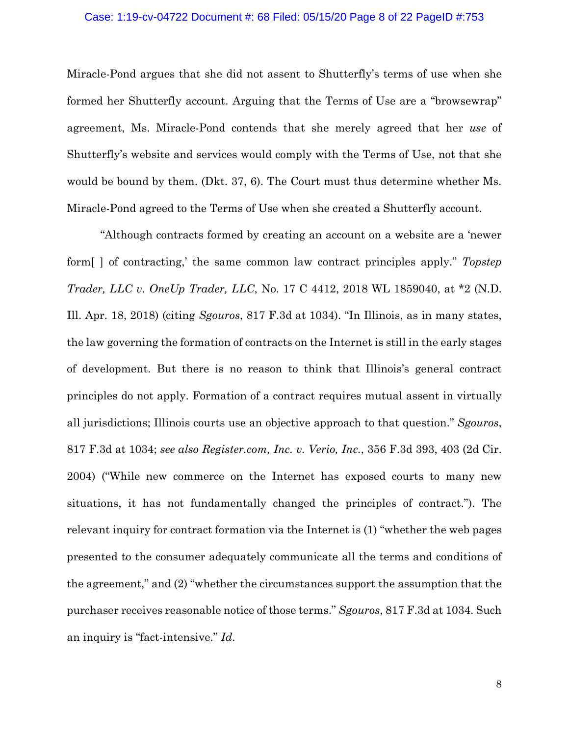Miracle-Pond argues that she did not assent to Shutterfly's terms of use when she formed her Shutterfly account. Arguing that the Terms of Use are a "browsewrap" agreement, Ms. Miracle-Pond contends that she merely agreed that her *use* of Shutterfly's website and services would comply with the Terms of Use, not that she would be bound by them. (Dkt. 37, 6). The Court must thus determine whether Ms. Miracle-Pond agreed to the Terms of Use when she created a Shutterfly account.

"Although contracts formed by creating an account on a website are a 'newer form[ ] of contracting,' the same common law contract principles apply." *Topstep Trader, LLC v. OneUp Trader, LLC*, No. 17 C 4412, 2018 WL 1859040, at *2 (N.D. Ill. Apr. 18, 2018) (citing *Sgouros*, 817 F.3d at 1034). "In Illinois, as in many states, the law governing the formation of contracts on the Internet is still in the early stages of development. But there is no reason to think that Illinois's general contract principles do not apply. Formation of a contract requires mutual assent in virtually all jurisdictions; Illinois courts use an objective approach to that question." *Sgouros*, 817 F.3d at 1034; *see also Register.com, Inc. v. Verio, Inc.*, 356 F.3d 393, 403 (2d Cir. 2004) ("While new commerce on the Internet has exposed courts to many new situations, it has not fundamentally changed the principles of contract."). The relevant inquiry for contract formation via the Internet is (1) "whether the web pages presented to the consumer adequately communicate all the terms and conditions of the agreement," and (2) "whether the circumstances support the assumption that the purchaser receives reasonable notice of those terms." *Sgouros*, 817 F.3d at 1034. Such an inquiry is "fact-intensive." *Id.*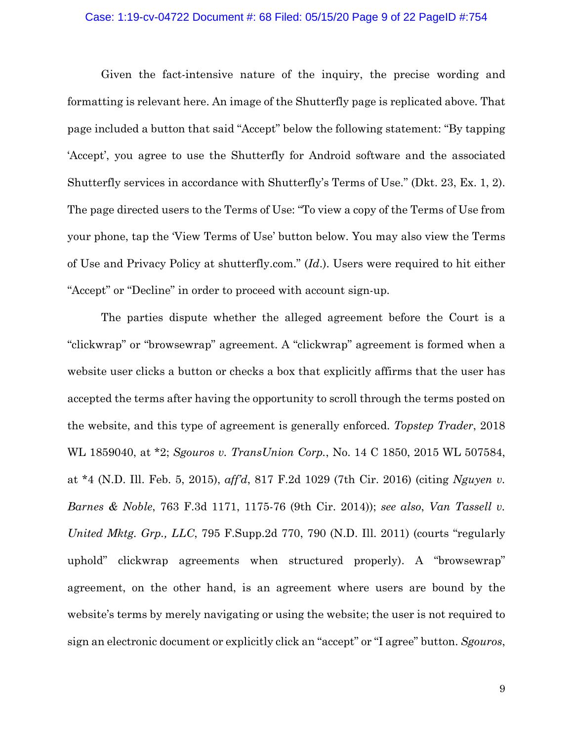Given the fact-intensive nature of the inquiry, the precise wording and formatting is relevant here. An image of the Shutterfly page is replicated above. That page included a button that said "Accept" below the following statement: "By tapping 'Accept', you agree to use the Shutterfly for Android software and the associated Shutterfly services in accordance with Shutterfly's Terms of Use." (Dkt. 23, Ex. 1, 2). The page directed users to the Terms of Use: "To view a copy of the Terms of Use from your phone, tap the 'View Terms of Use' button below. You may also view the Terms of Use and Privacy Policy at shutterfly.com." (*Id.*). Users were required to hit either "Accept" or "Decline" in order to proceed with account sign-up.

The parties dispute whether the alleged agreement before the Court is a "clickwrap" or "browsewrap" agreement. A "clickwrap" agreement is formed when a website user clicks a button or checks a box that explicitly affirms that the user has accepted the terms after having the opportunity to scroll through the terms posted on the website, and this type of agreement is generally enforced. *Topstep Trader*, 2018 WL 1859040, at *2; *Sgouros v. TransUnion Corp.*, No. 14 C 1850, 2015 WL 507584, at *4 (N.D. Ill. Feb. 5, 2015), *aff'd*, 817 F.2d 1029 (7th Cir. 2016) (citing *Nguyen v. Barnes & Noble*, 763 F.3d 1171, 1175-76 (9th Cir. 2014)); *see also*, *Van Tassell v. United Mktg. Grp., LLC*, 795 F.Supp.2d 770, 790 (N.D. Ill. 2011) (courts "regularly uphold" clickwrap agreements when structured properly). A "browsewrap" agreement, on the other hand, is an agreement where users are bound by the website's terms by merely navigating or using the website; the user is not required to sign an electronic document or explicitly click an "accept" or "I agree" button. *Sgouros*,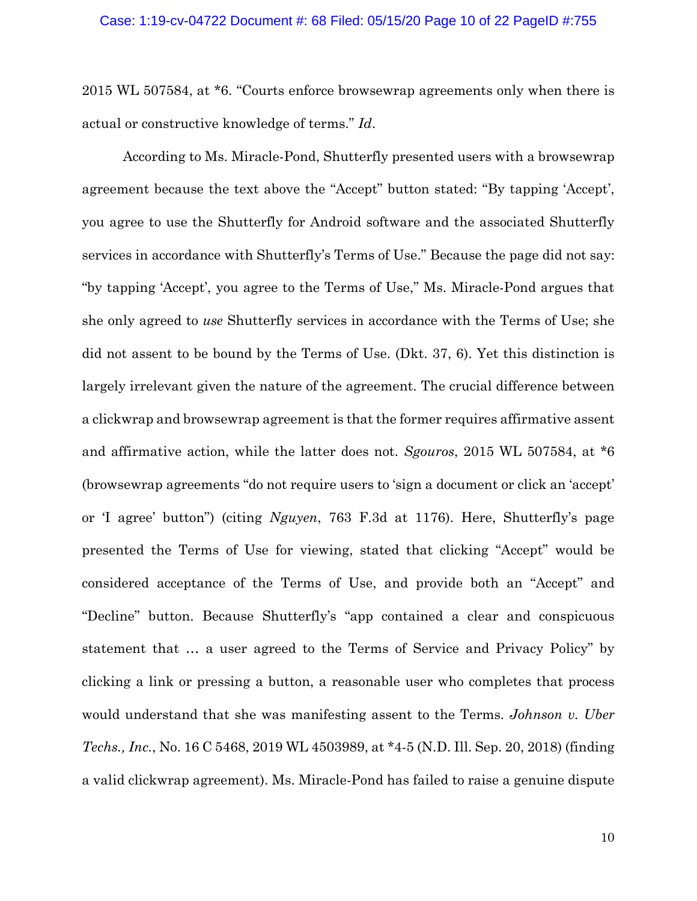2015 WL 507584, at *6. "Courts enforce browsewrap agreements only when there is actual or constructive knowledge of terms." *Id*.

According to Ms. Miracle-Pond, Shutterfly presented users with a browsewrap agreement because the text above the "Accept" button stated: "By tapping 'Accept', you agree to use the Shutterfly for Android software and the associated Shutterfly services in accordance with Shutterfly's Terms of Use." Because the page did not say: "by tapping 'Accept', you agree to the Terms of Use," Ms. Miracle-Pond argues that she only agreed to *use* Shutterfly services in accordance with the Terms of Use; she did not assent to be bound by the Terms of Use. (Dkt. 37, 6). Yet this distinction is largely irrelevant given the nature of the agreement. The crucial difference between a clickwrap and browsewrap agreement is that the former requires affirmative assent and affirmative action, while the latter does not. *Sgouros*, 2015 WL 507584, at *6 (browsewrap agreements "do not require users to 'sign a document or click an 'accept' or 'I agree' button") (citing *Nguyen*, 763 F.3d at 1176). Here, Shutterfly's page presented the Terms of Use for viewing, stated that clicking "Accept" would be considered acceptance of the Terms of Use, and provide both an "Accept" and "Decline" button. Because Shutterfly's "app contained a clear and conspicuous statement that … a user agreed to the Terms of Service and Privacy Policy" by clicking a link or pressing a button, a reasonable user who completes that process would understand that she was manifesting assent to the Terms. *Johnson v. Uber Techs., Inc.*, No. 16 C 5468, 2019 WL 4503989, at *4-5 (N.D. Ill. Sep. 20, 2018) (finding a valid clickwrap agreement). Ms. Miracle-Pond has failed to raise a genuine dispute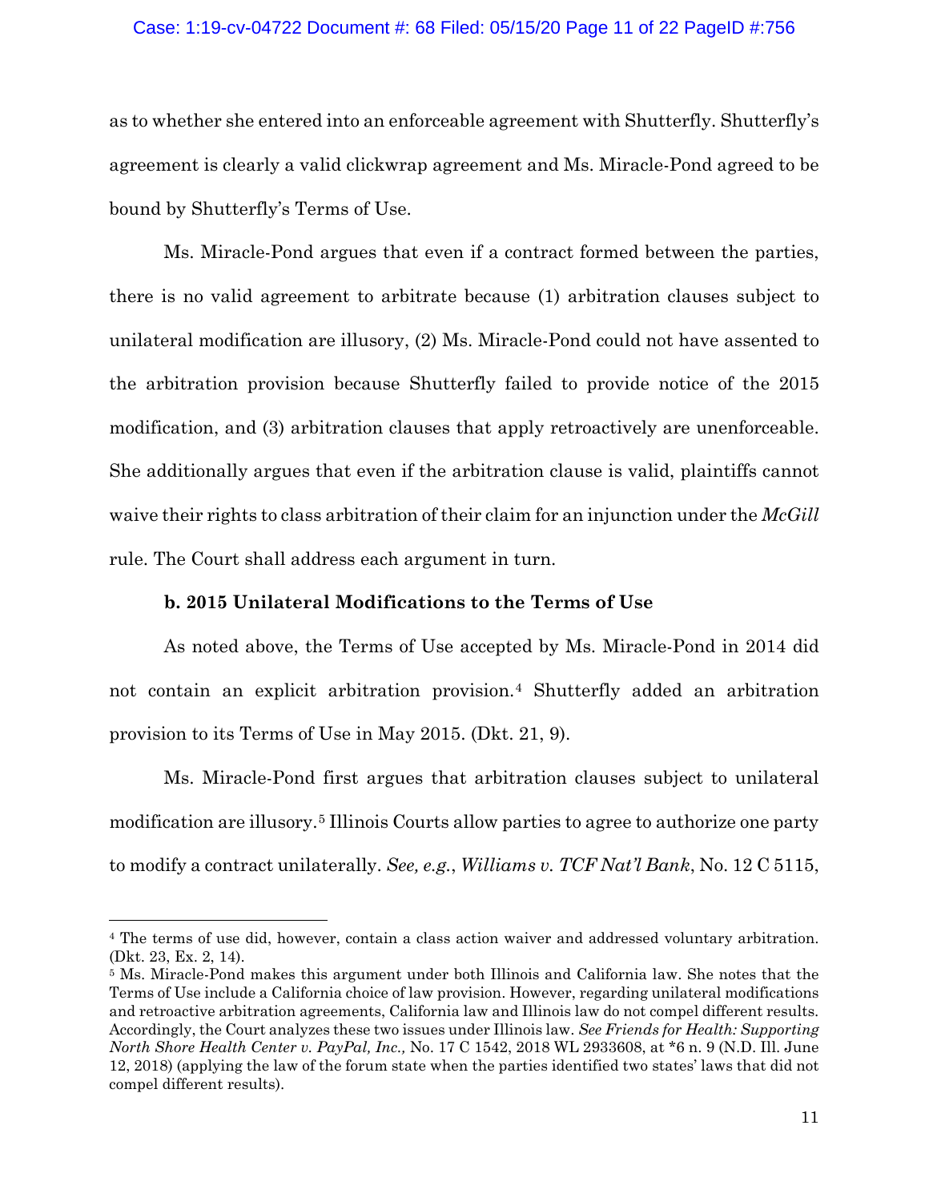as to whether she entered into an enforceable agreement with Shutterfly. Shutterfly's agreement is clearly a valid clickwrap agreement and Ms. Miracle-Pond agreed to be bound by Shutterfly's Terms of Use.

Ms. Miracle-Pond argues that even if a contract formed between the parties, there is no valid agreement to arbitrate because (1) arbitration clauses subject to unilateral modification are illusory, (2) Ms. Miracle-Pond could not have assented to the arbitration provision because Shutterfly failed to provide notice of the 2015 modification, and (3) arbitration clauses that apply retroactively are unenforceable. She additionally argues that even if the arbitration clause is valid, plaintiffs cannot waive their rights to class arbitration of their claim for an injunction under the *McGill* rule. The Court shall address each argument in turn.

**b. 2015 Unilateral Modifications to the Terms of Use**

As noted above, the Terms of Use accepted by Ms. Miracle-Pond in 2014 did not contain an explicit arbitration provision.[4] Shutterfly added an arbitration provision to its Terms of Use in May 2015. (Dkt. 21, 9).

Ms. Miracle-Pond first argues that arbitration clauses subject to unilateral modification are illusory.[5] Illinois Courts allow parties to agree to authorize one party to modify a contract unilaterally. *See, e.g.*, *Williams v. TCF Nat'l Bank*, No. 12 C 5115,

---

[4] The terms of use did, however, contain a class action waiver and addressed voluntary arbitration. (Dkt. 23, Ex. 2, 14).

[5] Ms. Miracle-Pond makes this argument under both Illinois and California law. She notes that the Terms of Use include a California choice of law provision. However, regarding unilateral modifications and retroactive arbitration agreements, California law and Illinois law do not compel different results. Accordingly, the Court analyzes these two issues under Illinois law. *See Friends for Health: Supporting North Shore Health Center v. PayPal, Inc.,* No. 17 C 1542, 2018 WL 2933608, at *6 n. 9 (N.D. Ill. June 12, 2018) (applying the law of the forum state when the parties identified two states' laws that did not compel different results).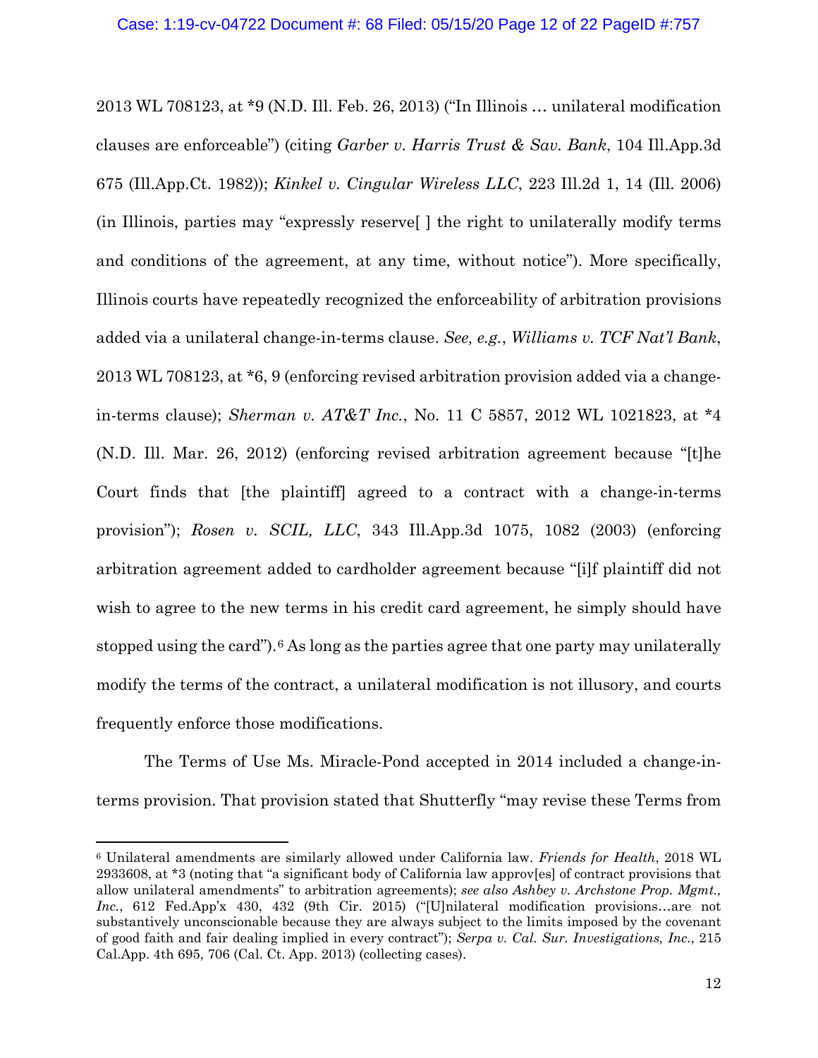2013 WL 708123, at *9 (N.D. Ill. Feb. 26, 2013) ("In Illinois … unilateral modification clauses are enforceable") (citing *Garber v. Harris Trust & Sav. Bank*, 104 Ill.App.3d 675 (Ill.App.Ct. 1982)); *Kinkel v. Cingular Wireless LLC*, 223 Ill.2d 1, 14 (Ill. 2006) (in Illinois, parties may "expressly reserve[ ] the right to unilaterally modify terms and conditions of the agreement, at any time, without notice"). More specifically, Illinois courts have repeatedly recognized the enforceability of arbitration provisions added via a unilateral change-in-terms clause. *See, e.g.*, *Williams v. TCF Nat'l Bank*, 2013 WL 708123, at *6, 9 (enforcing revised arbitration provision added via a change-in-terms clause); *Sherman v. AT&T Inc.*, No. 11 C 5857, 2012 WL 1021823, at *4 (N.D. Ill. Mar. 26, 2012) (enforcing revised arbitration agreement because "[t]he Court finds that [the plaintiff] agreed to a contract with a change-in-terms provision"); *Rosen v. SCIL, LLC*, 343 Ill.App.3d 1075, 1082 (2003) (enforcing arbitration agreement added to cardholder agreement because "[i]f plaintiff did not wish to agree to the new terms in his credit card agreement, he simply should have stopped using the card").[6] As long as the parties agree that one party may unilaterally modify the terms of the contract, a unilateral modification is not illusory, and courts frequently enforce those modifications.

The Terms of Use Ms. Miracle-Pond accepted in 2014 included a change-in-terms provision. That provision stated that Shutterfly "may revise these Terms from

---

[6] Unilateral amendments are similarly allowed under California law. *Friends for Health*, 2018 WL 2933608, at *3 (noting that "a significant body of California law approv[es] of contract provisions that allow unilateral amendments" to arbitration agreements); *see also Ashbey v. Archstone Prop. Mgmt., Inc.*, 612 Fed.App'x 430, 432 (9th Cir. 2015) ("[U]nilateral modification provisions…are not substantively unconscionable because they are always subject to the limits imposed by the covenant of good faith and fair dealing implied in every contract"); *Serpa v. Cal. Sur. Investigations, Inc.*, 215 Cal.App. 4th 695, 706 (Cal. Ct. App. 2013) (collecting cases).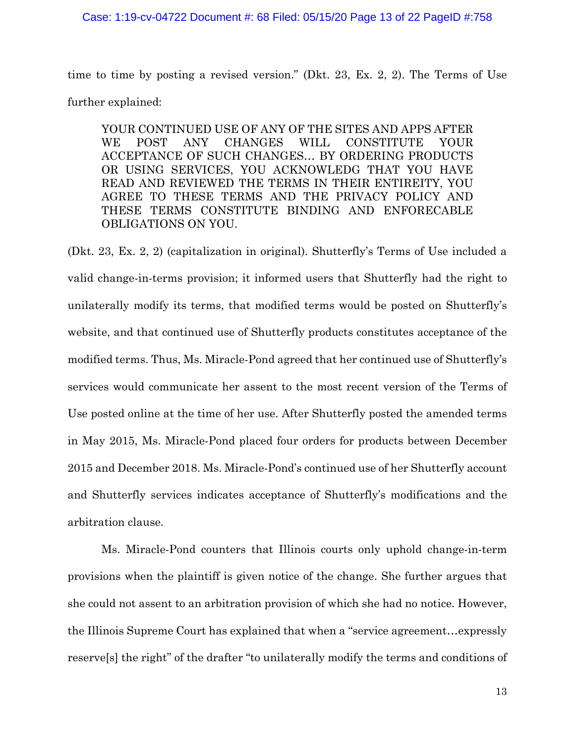time to time by posting a revised version." (Dkt. 23, Ex. 2, 2). The Terms of Use further explained:

> YOUR CONTINUED USE OF ANY OF THE SITES AND APPS AFTER WE POST ANY CHANGES WILL CONSTITUTE YOUR ACCEPTANCE OF SUCH CHANGES… BY ORDERING PRODUCTS OR USING SERVICES, YOU ACKNOWLEDG THAT YOU HAVE READ AND REVIEWED THE TERMS IN THEIR ENTIREITY, YOU AGREE TO THESE TERMS AND THE PRIVACY POLICY AND THESE TERMS CONSTITUTE BINDING AND ENFORECABLE OBLIGATIONS ON YOU.

(Dkt. 23, Ex. 2, 2) (capitalization in original). Shutterfly's Terms of Use included a valid change-in-terms provision; it informed users that Shutterfly had the right to unilaterally modify its terms, that modified terms would be posted on Shutterfly's website, and that continued use of Shutterfly products constitutes acceptance of the modified terms. Thus, Ms. Miracle-Pond agreed that her continued use of Shutterfly's services would communicate her assent to the most recent version of the Terms of Use posted online at the time of her use. After Shutterfly posted the amended terms in May 2015, Ms. Miracle-Pond placed four orders for products between December 2015 and December 2018. Ms. Miracle-Pond's continued use of her Shutterfly account and Shutterfly services indicates acceptance of Shutterfly's modifications and the arbitration clause.

Ms. Miracle-Pond counters that Illinois courts only uphold change-in-term provisions when the plaintiff is given notice of the change. She further argues that she could not assent to an arbitration provision of which she had no notice. However, the Illinois Supreme Court has explained that when a "service agreement…expressly reserve[s] the right" of the drafter "to unilaterally modify the terms and conditions of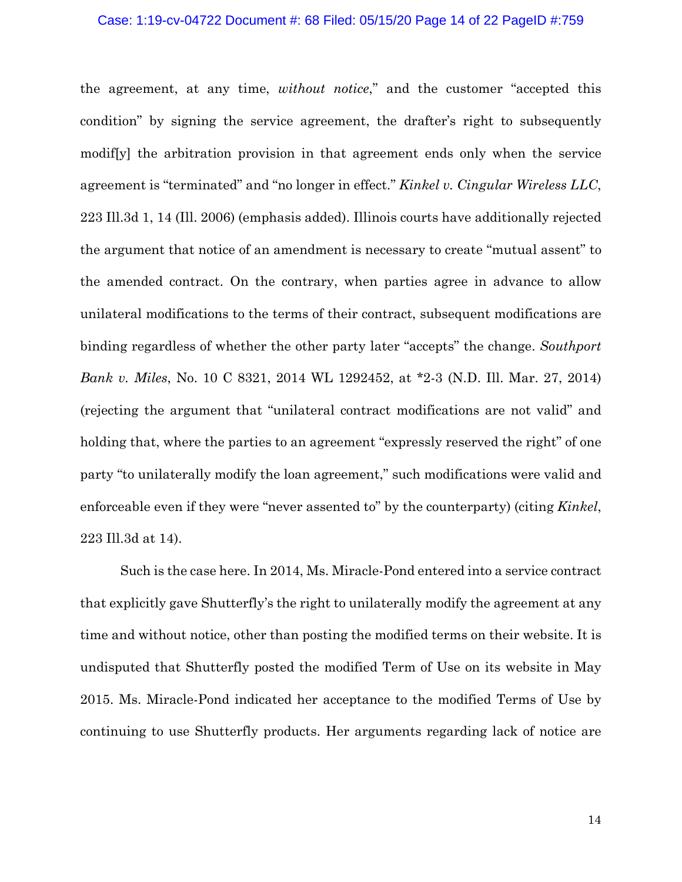the agreement, at any time, *without notice*," and the customer "accepted this condition" by signing the service agreement, the drafter's right to subsequently modif[y] the arbitration provision in that agreement ends only when the service agreement is "terminated" and "no longer in effect." *Kinkel v. Cingular Wireless LLC*, 223 Ill.3d 1, 14 (Ill. 2006) (emphasis added). Illinois courts have additionally rejected the argument that notice of an amendment is necessary to create "mutual assent" to the amended contract. On the contrary, when parties agree in advance to allow unilateral modifications to the terms of their contract, subsequent modifications are binding regardless of whether the other party later "accepts" the change. *Southport Bank v. Miles*, No. 10 C 8321, 2014 WL 1292452, at *2-3 (N.D. Ill. Mar. 27, 2014) (rejecting the argument that "unilateral contract modifications are not valid" and holding that, where the parties to an agreement "expressly reserved the right" of one party "to unilaterally modify the loan agreement," such modifications were valid and enforceable even if they were "never assented to" by the counterparty) (citing *Kinkel*, 223 Ill.3d at 14).

Such is the case here. In 2014, Ms. Miracle-Pond entered into a service contract that explicitly gave Shutterfly's the right to unilaterally modify the agreement at any time and without notice, other than posting the modified terms on their website. It is undisputed that Shutterfly posted the modified Term of Use on its website in May 2015. Ms. Miracle-Pond indicated her acceptance to the modified Terms of Use by continuing to use Shutterfly products. Her arguments regarding lack of notice are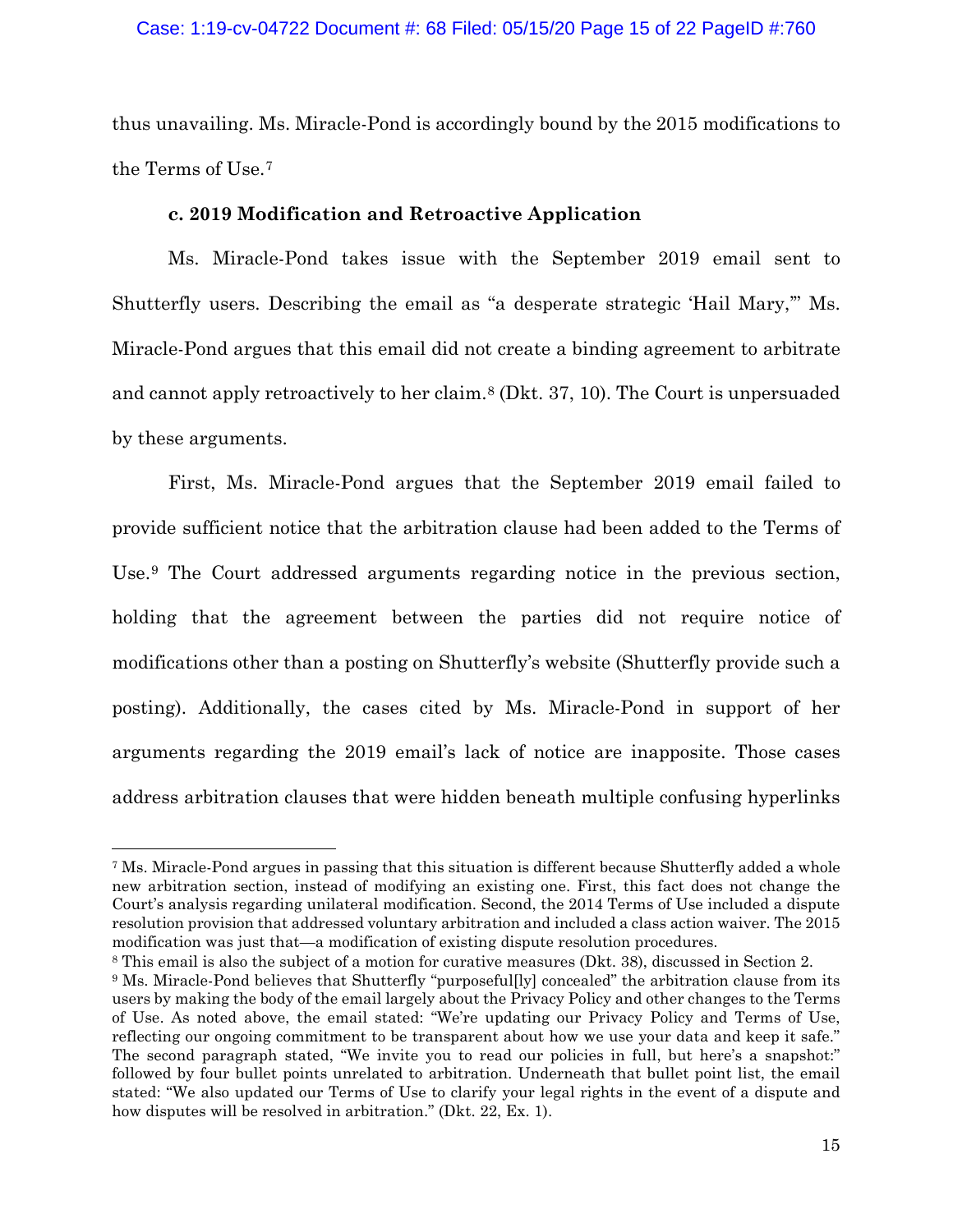thus unavailing. Ms. Miracle-Pond is accordingly bound by the 2015 modifications to the Terms of Use.[7]

**c. 2019 Modification and Retroactive Application**

Ms. Miracle-Pond takes issue with the September 2019 email sent to Shutterfly users. Describing the email as "a desperate strategic 'Hail Mary,'" Ms. Miracle-Pond argues that this email did not create a binding agreement to arbitrate and cannot apply retroactively to her claim.[8] (Dkt. 37, 10). The Court is unpersuaded by these arguments.

First, Ms. Miracle-Pond argues that the September 2019 email failed to provide sufficient notice that the arbitration clause had been added to the Terms of Use.[9] The Court addressed arguments regarding notice in the previous section, holding that the agreement between the parties did not require notice of modifications other than a posting on Shutterfly's website (Shutterfly provide such a posting). Additionally, the cases cited by Ms. Miracle-Pond in support of her arguments regarding the 2019 email's lack of notice are inapposite. Those cases address arbitration clauses that were hidden beneath multiple confusing hyperlinks

---

[7] Ms. Miracle-Pond argues in passing that this situation is different because Shutterfly added a whole new arbitration section, instead of modifying an existing one. First, this fact does not change the Court's analysis regarding unilateral modification. Second, the 2014 Terms of Use included a dispute resolution provision that addressed voluntary arbitration and included a class action waiver. The 2015 modification was just that—a modification of existing dispute resolution procedures.

[8] This email is also the subject of a motion for curative measures (Dkt. 38), discussed in Section 2.

[9] Ms. Miracle-Pond believes that Shutterfly "purposeful[ly] concealed" the arbitration clause from its users by making the body of the email largely about the Privacy Policy and other changes to the Terms of Use. As noted above, the email stated: "We're updating our Privacy Policy and Terms of Use, reflecting our ongoing commitment to be transparent about how we use your data and keep it safe." The second paragraph stated, "We invite you to read our policies in full, but here's a snapshot:" followed by four bullet points unrelated to arbitration. Underneath that bullet point list, the email stated: "We also updated our Terms of Use to clarify your legal rights in the event of a dispute and how disputes will be resolved in arbitration." (Dkt. 22, Ex. 1).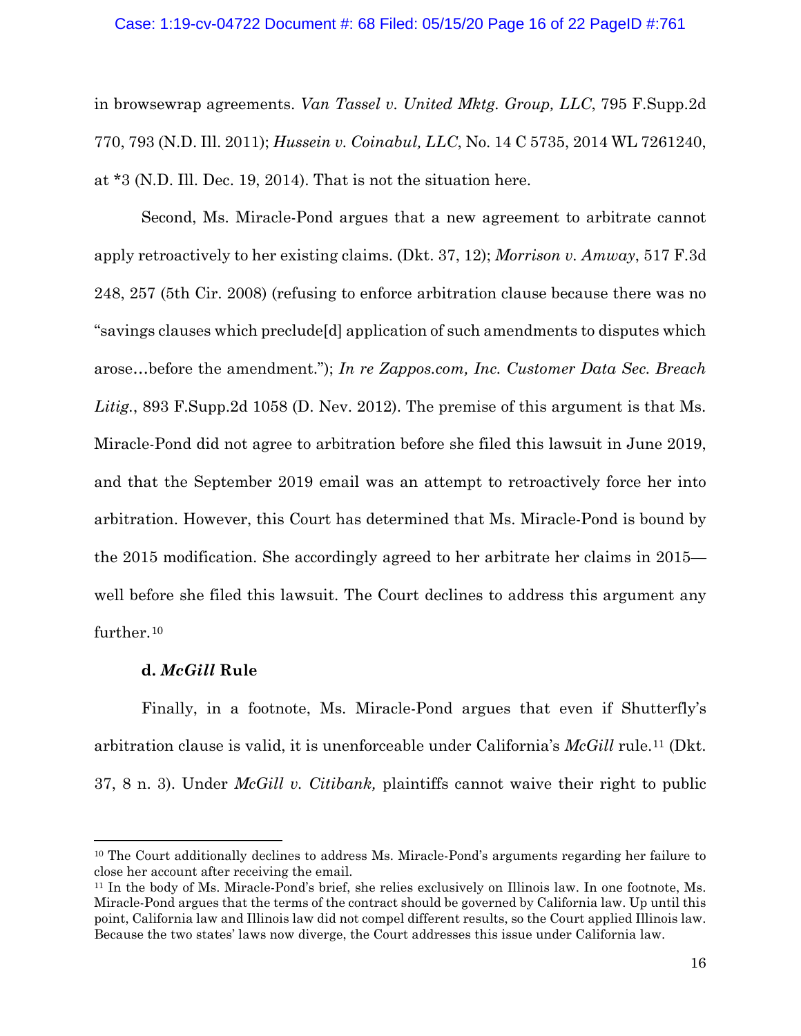in browsewrap agreements. *Van Tassel v. United Mktg. Group, LLC*, 795 F.Supp.2d 770, 793 (N.D. Ill. 2011); *Hussein v. Coinabul, LLC*, No. 14 C 5735, 2014 WL 7261240, at *3 (N.D. Ill. Dec. 19, 2014). That is not the situation here.

Second, Ms. Miracle-Pond argues that a new agreement to arbitrate cannot apply retroactively to her existing claims. (Dkt. 37, 12); *Morrison v. Amway*, 517 F.3d 248, 257 (5th Cir. 2008) (refusing to enforce arbitration clause because there was no "savings clauses which preclude[d] application of such amendments to disputes which arose…before the amendment."); *In re Zappos.com, Inc. Customer Data Sec. Breach Litig.*, 893 F.Supp.2d 1058 (D. Nev. 2012). The premise of this argument is that Ms. Miracle-Pond did not agree to arbitration before she filed this lawsuit in June 2019, and that the September 2019 email was an attempt to retroactively force her into arbitration. However, this Court has determined that Ms. Miracle-Pond is bound by the 2015 modification. She accordingly agreed to her arbitrate her claims in 2015—well before she filed this lawsuit. The Court declines to address this argument any further.[10]

**d. *McGill* Rule**

Finally, in a footnote, Ms. Miracle-Pond argues that even if Shutterfly's arbitration clause is valid, it is unenforceable under California's *McGill* rule.[11] (Dkt. 37, 8 n. 3). Under *McGill v. Citibank,* plaintiffs cannot waive their right to public

---

[10] The Court additionally declines to address Ms. Miracle-Pond's arguments regarding her failure to close her account after receiving the email.

[11] In the body of Ms. Miracle-Pond's brief, she relies exclusively on Illinois law. In one footnote, Ms. Miracle-Pond argues that the terms of the contract should be governed by California law. Up until this point, California law and Illinois law did not compel different results, so the Court applied Illinois law. Because the two states' laws now diverge, the Court addresses this issue under California law.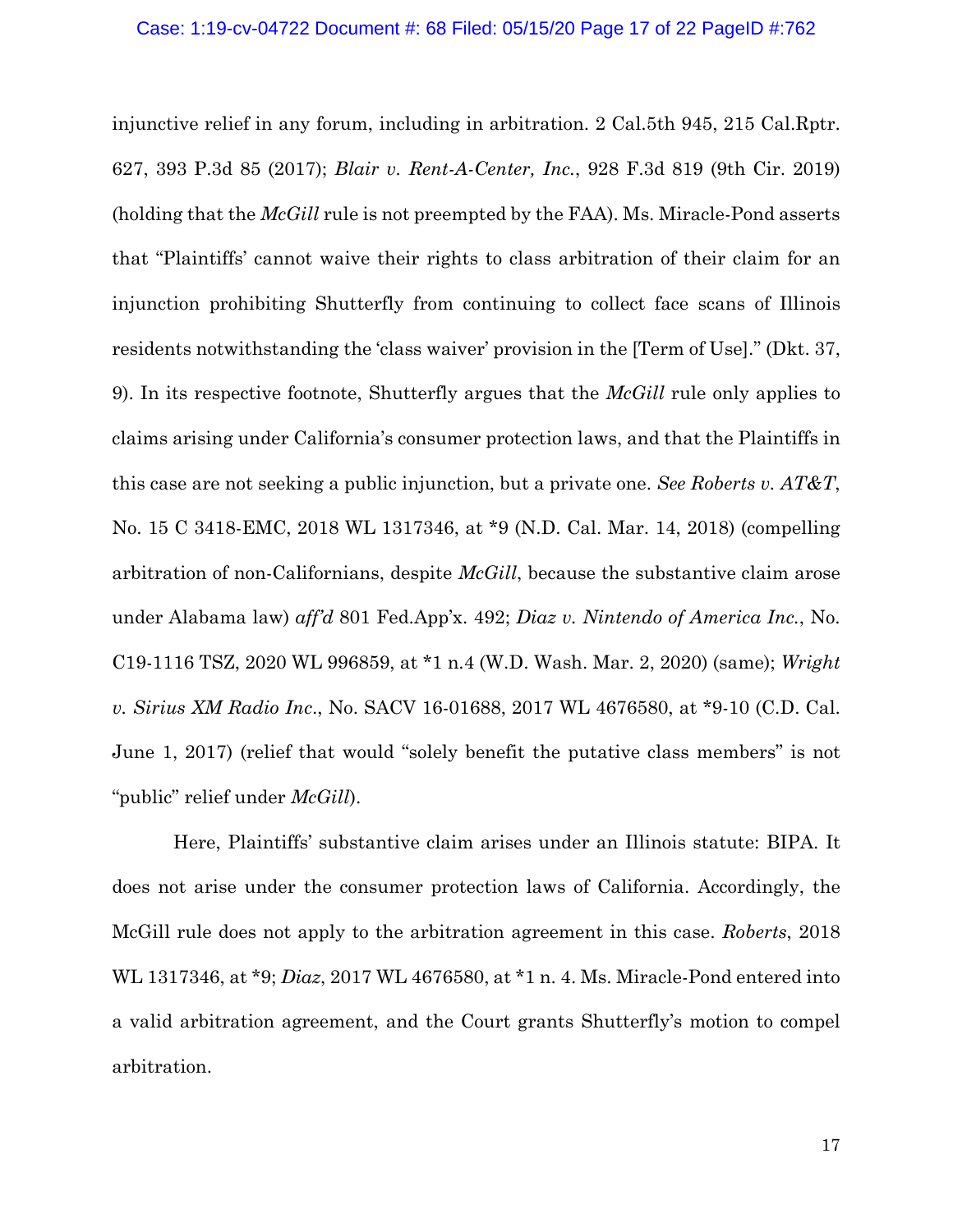injunctive relief in any forum, including in arbitration. 2 Cal.5th 945, 215 Cal.Rptr. 627, 393 P.3d 85 (2017); *Blair v. Rent-A-Center, Inc.*, 928 F.3d 819 (9th Cir. 2019) (holding that the *McGill* rule is not preempted by the FAA). Ms. Miracle-Pond asserts that "Plaintiffs' cannot waive their rights to class arbitration of their claim for an injunction prohibiting Shutterfly from continuing to collect face scans of Illinois residents notwithstanding the 'class waiver' provision in the [Term of Use]." (Dkt. 37, 9). In its respective footnote, Shutterfly argues that the *McGill* rule only applies to claims arising under California's consumer protection laws, and that the Plaintiffs in this case are not seeking a public injunction, but a private one. *See Roberts v. AT&T*, No. 15 C 3418-EMC, 2018 WL 1317346, at *9 (N.D. Cal. Mar. 14, 2018) (compelling arbitration of non-Californians, despite *McGill*, because the substantive claim arose under Alabama law) *aff'd* 801 Fed.App'x. 492; *Diaz v. Nintendo of America Inc.*, No. C19-1116 TSZ, 2020 WL 996859, at *1 n.4 (W.D. Wash. Mar. 2, 2020) (same); *Wright v. Sirius XM Radio Inc.*, No. SACV 16-01688, 2017 WL 4676580, at *9-10 (C.D. Cal. June 1, 2017) (relief that would "solely benefit the putative class members" is not "public" relief under *McGill*).

Here, Plaintiffs' substantive claim arises under an Illinois statute: BIPA. It does not arise under the consumer protection laws of California. Accordingly, the McGill rule does not apply to the arbitration agreement in this case. *Roberts*, 2018 WL 1317346, at *9; *Diaz*, 2017 WL 4676580, at *1 n. 4. Ms. Miracle-Pond entered into a valid arbitration agreement, and the Court grants Shutterfly's motion to compel arbitration.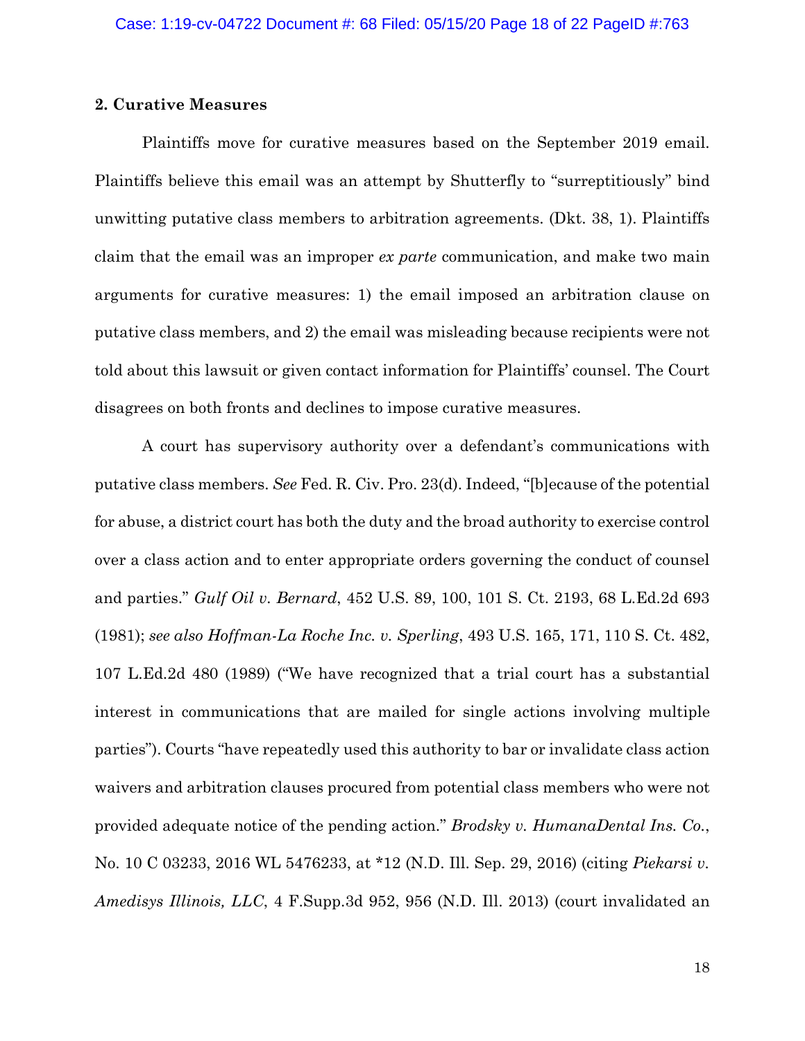### 2. Curative Measures

Plaintiffs move for curative measures based on the September 2019 email. Plaintiffs believe this email was an attempt by Shutterfly to "surreptitiously" bind unwitting putative class members to arbitration agreements. (Dkt. 38, 1). Plaintiffs claim that the email was an improper *ex parte* communication, and make two main arguments for curative measures: 1) the email imposed an arbitration clause on putative class members, and 2) the email was misleading because recipients were not told about this lawsuit or given contact information for Plaintiffs' counsel. The Court disagrees on both fronts and declines to impose curative measures.

A court has supervisory authority over a defendant's communications with putative class members. *See* Fed. R. Civ. Pro. 23(d). Indeed, "[b]ecause of the potential for abuse, a district court has both the duty and the broad authority to exercise control over a class action and to enter appropriate orders governing the conduct of counsel and parties." *Gulf Oil v. Bernard*, 452 U.S. 89, 100, 101 S. Ct. 2193, 68 L.Ed.2d 693 (1981); *see also Hoffman-La Roche Inc. v. Sperling*, 493 U.S. 165, 171, 110 S. Ct. 482, 107 L.Ed.2d 480 (1989) ("We have recognized that a trial court has a substantial interest in communications that are mailed for single actions involving multiple parties"). Courts "have repeatedly used this authority to bar or invalidate class action waivers and arbitration clauses procured from potential class members who were not provided adequate notice of the pending action." *Brodsky v. HumanaDental Ins. Co.*, No. 10 C 03233, 2016 WL 5476233, at *12 (N.D. Ill. Sep. 29, 2016) (citing *Piekarsi v. Amedisys Illinois, LLC*, 4 F.Supp.3d 952, 956 (N.D. Ill. 2013) (court invalidated an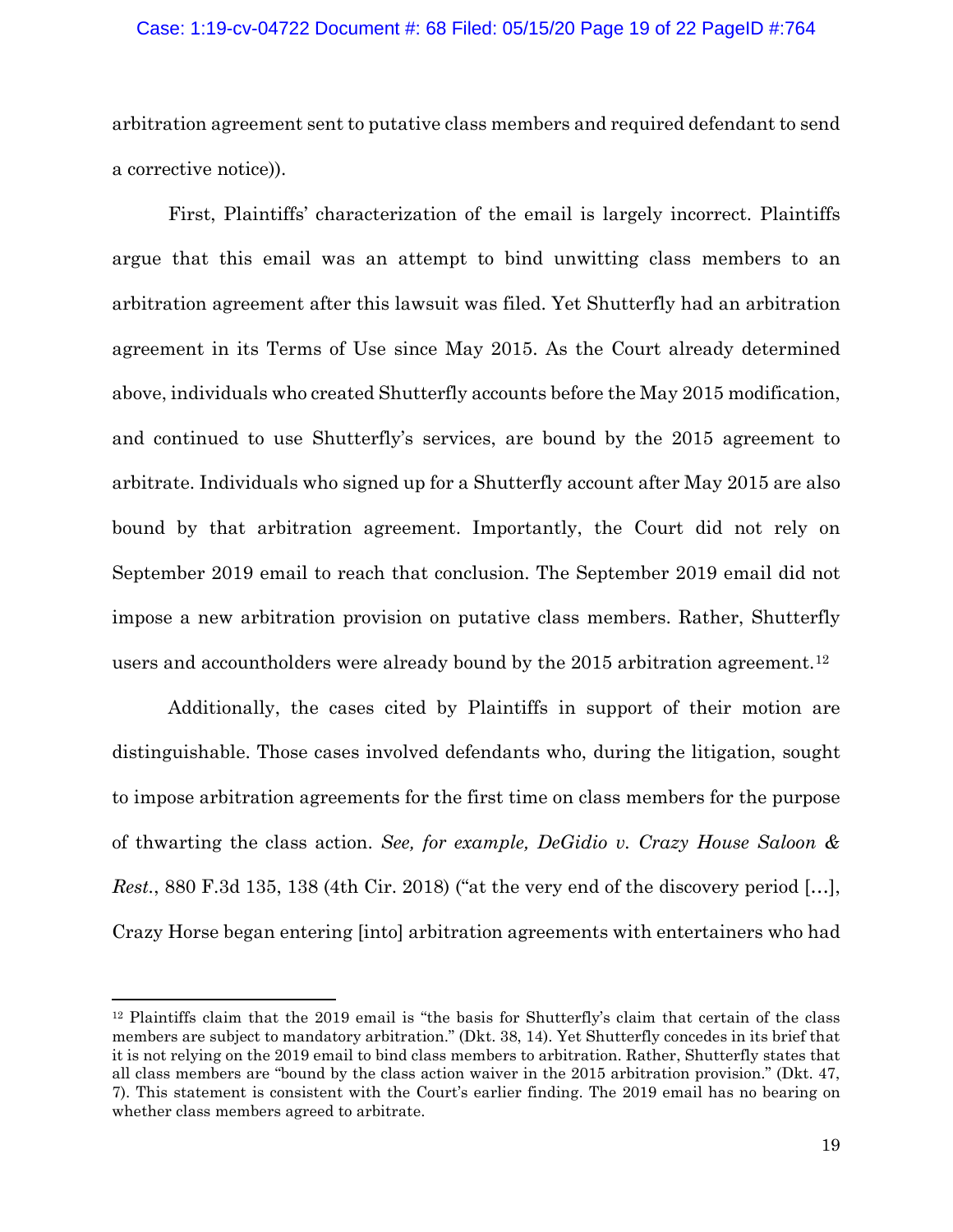arbitration agreement sent to putative class members and required defendant to send a corrective notice)).

First, Plaintiffs' characterization of the email is largely incorrect. Plaintiffs argue that this email was an attempt to bind unwitting class members to an arbitration agreement after this lawsuit was filed. Yet Shutterfly had an arbitration agreement in its Terms of Use since May 2015. As the Court already determined above, individuals who created Shutterfly accounts before the May 2015 modification, and continued to use Shutterfly's services, are bound by the 2015 agreement to arbitrate. Individuals who signed up for a Shutterfly account after May 2015 are also bound by that arbitration agreement. Importantly, the Court did not rely on September 2019 email to reach that conclusion. The September 2019 email did not impose a new arbitration provision on putative class members. Rather, Shutterfly users and accountholders were already bound by the 2015 arbitration agreement.[12]

Additionally, the cases cited by Plaintiffs in support of their motion are distinguishable. Those cases involved defendants who, during the litigation, sought to impose arbitration agreements for the first time on class members for the purpose of thwarting the class action. *See, for example, DeGidio v. Crazy House Saloon & Rest.*, 880 F.3d 135, 138 (4th Cir. 2018) ("at the very end of the discovery period […], Crazy Horse began entering [into] arbitration agreements with entertainers who had

---

[12] Plaintiffs claim that the 2019 email is "the basis for Shutterfly's claim that certain of the class members are subject to mandatory arbitration." (Dkt. 38, 14). Yet Shutterfly concedes in its brief that it is not relying on the 2019 email to bind class members to arbitration. Rather, Shutterfly states that all class members are "bound by the class action waiver in the 2015 arbitration provision." (Dkt. 47, 7). This statement is consistent with the Court's earlier finding. The 2019 email has no bearing on whether class members agreed to arbitrate.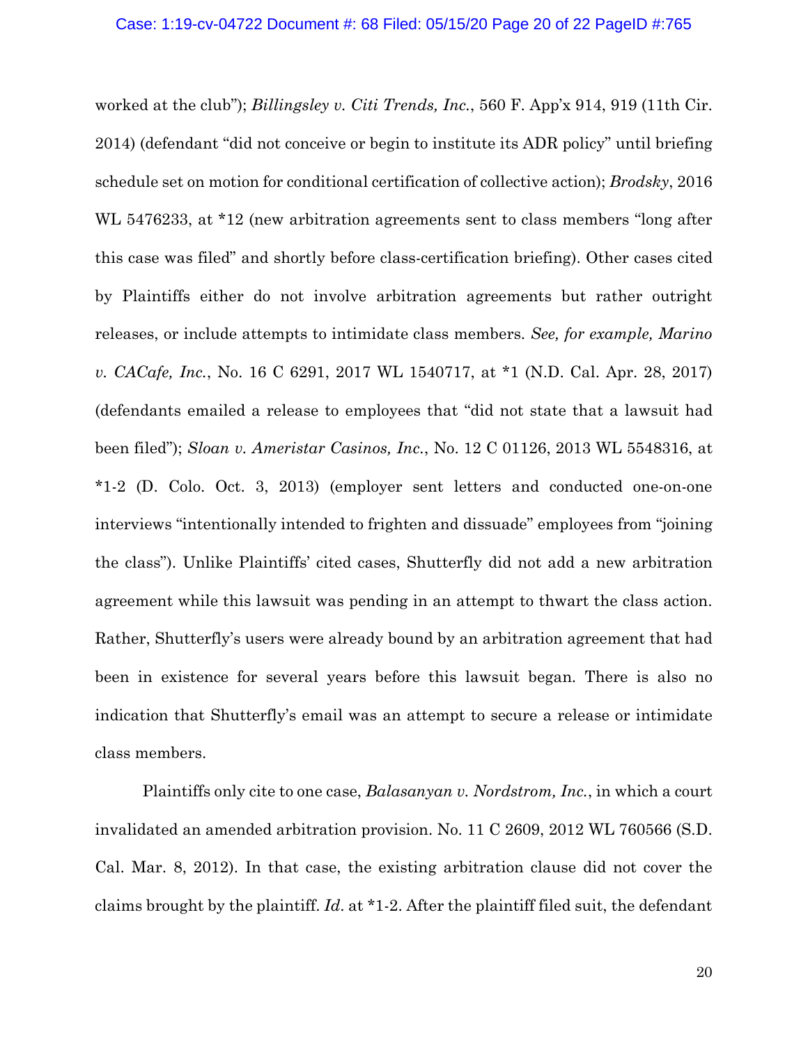worked at the club"); *Billingsley v. Citi Trends, Inc.*, 560 F. App'x 914, 919 (11th Cir. 2014) (defendant "did not conceive or begin to institute its ADR policy" until briefing schedule set on motion for conditional certification of collective action); *Brodsky*, 2016 WL 5476233, at *12 (new arbitration agreements sent to class members "long after this case was filed" and shortly before class-certification briefing). Other cases cited by Plaintiffs either do not involve arbitration agreements but rather outright releases, or include attempts to intimidate class members. *See, for example, Marino v. CACafe, Inc.*, No. 16 C 6291, 2017 WL 1540717, at *1 (N.D. Cal. Apr. 28, 2017) (defendants emailed a release to employees that "did not state that a lawsuit had been filed"); *Sloan v. Ameristar Casinos, Inc.*, No. 12 C 01126, 2013 WL 5548316, at *1-2 (D. Colo. Oct. 3, 2013) (employer sent letters and conducted one-on-one interviews "intentionally intended to frighten and dissuade" employees from "joining the class"). Unlike Plaintiffs' cited cases, Shutterfly did not add a new arbitration agreement while this lawsuit was pending in an attempt to thwart the class action. Rather, Shutterfly's users were already bound by an arbitration agreement that had been in existence for several years before this lawsuit began. There is also no indication that Shutterfly's email was an attempt to secure a release or intimidate class members.

Plaintiffs only cite to one case, *Balasanyan v. Nordstrom, Inc.*, in which a court invalidated an amended arbitration provision. No. 11 C 2609, 2012 WL 760566 (S.D. Cal. Mar. 8, 2012). In that case, the existing arbitration clause did not cover the claims brought by the plaintiff. *Id.* at *1-2. After the plaintiff filed suit, the defendant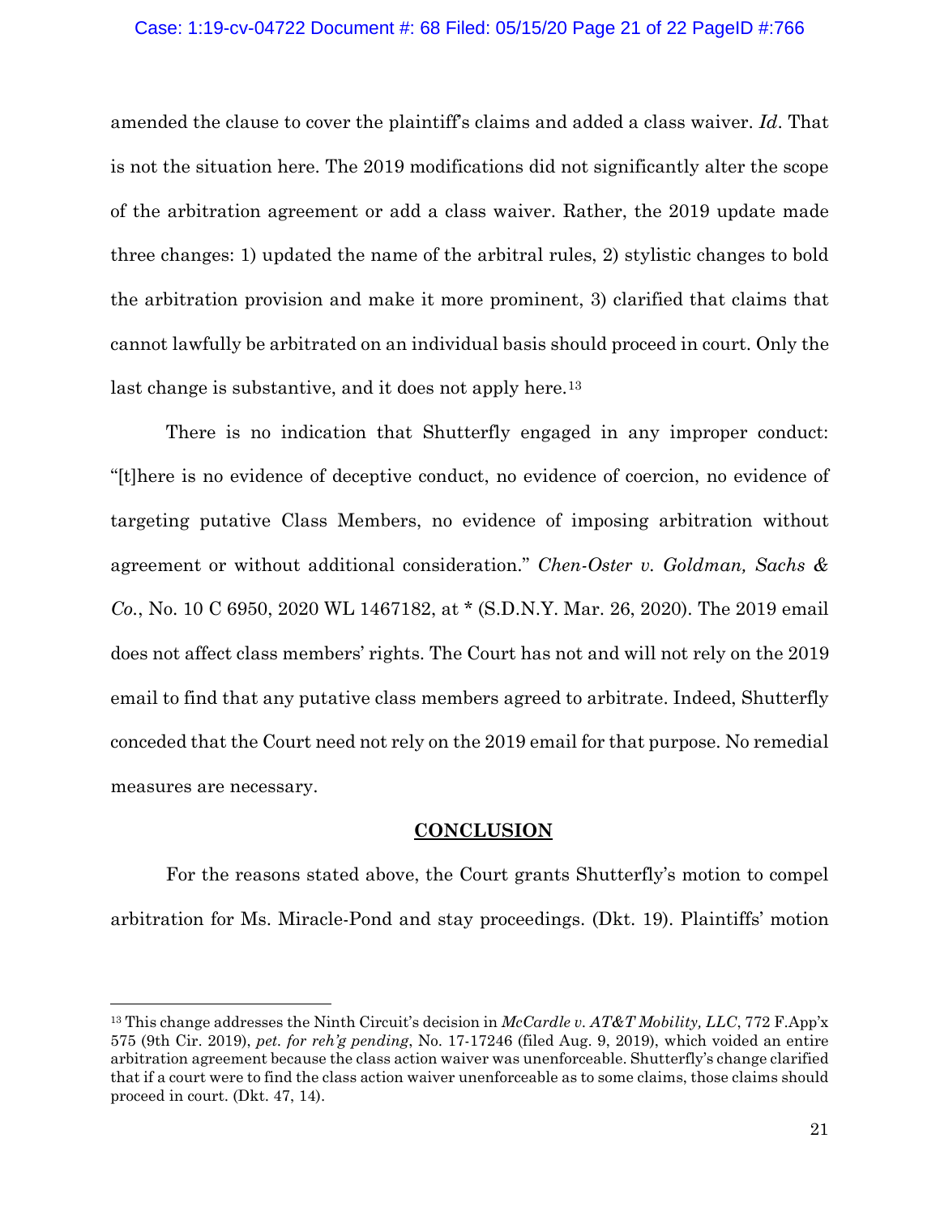amended the clause to cover the plaintiff's claims and added a class waiver. *Id*. That is not the situation here. The 2019 modifications did not significantly alter the scope of the arbitration agreement or add a class waiver. Rather, the 2019 update made three changes: 1) updated the name of the arbitral rules, 2) stylistic changes to bold the arbitration provision and make it more prominent, 3) clarified that claims that cannot lawfully be arbitrated on an individual basis should proceed in court. Only the last change is substantive, and it does not apply here.[13]

There is no indication that Shutterfly engaged in any improper conduct: "[t]here is no evidence of deceptive conduct, no evidence of coercion, no evidence of targeting putative Class Members, no evidence of imposing arbitration without agreement or without additional consideration." *Chen-Oster v. Goldman, Sachs & Co.*, No. 10 C 6950, 2020 WL 1467182, at * (S.D.N.Y. Mar. 26, 2020). The 2019 email does not affect class members' rights. The Court has not and will not rely on the 2019 email to find that any putative class members agreed to arbitrate. Indeed, Shutterfly conceded that the Court need not rely on the 2019 email for that purpose. No remedial measures are necessary.

## CONCLUSION

For the reasons stated above, the Court grants Shutterfly's motion to compel arbitration for Ms. Miracle-Pond and stay proceedings. (Dkt. 19). Plaintiffs' motion

[13] This change addresses the Ninth Circuit's decision in *McCardle v. AT&T Mobility, LLC*, 772 F.App'x 575 (9th Cir. 2019), *pet. for reh'g pending*, No. 17-17246 (filed Aug. 9, 2019), which voided an entire arbitration agreement because the class action waiver was unenforceable. Shutterfly's change clarified that if a court were to find the class action waiver unenforceable as to some claims, those claims should proceed in court. (Dkt. 47, 14).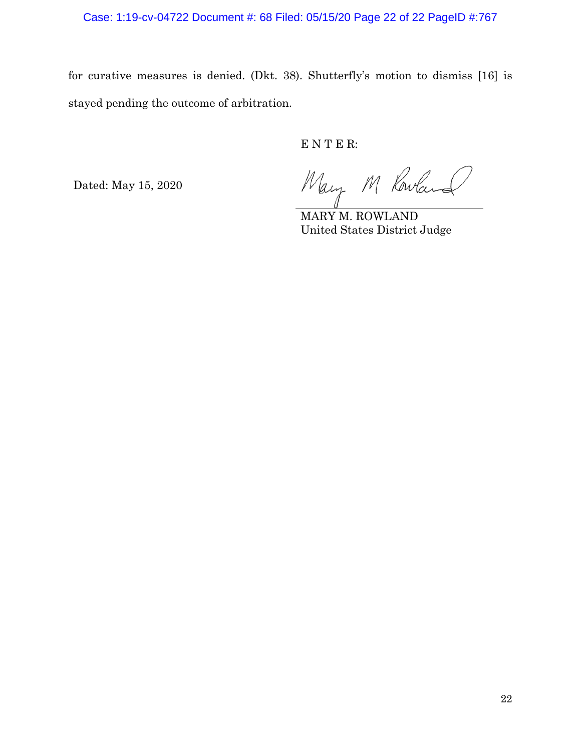for curative measures is denied. (Dkt. 38). Shutterfly's motion to dismiss [16] is stayed pending the outcome of arbitration.

E N T E R:

Dated: May 15, 2020

MARY M. ROWLAND
United States District Judge